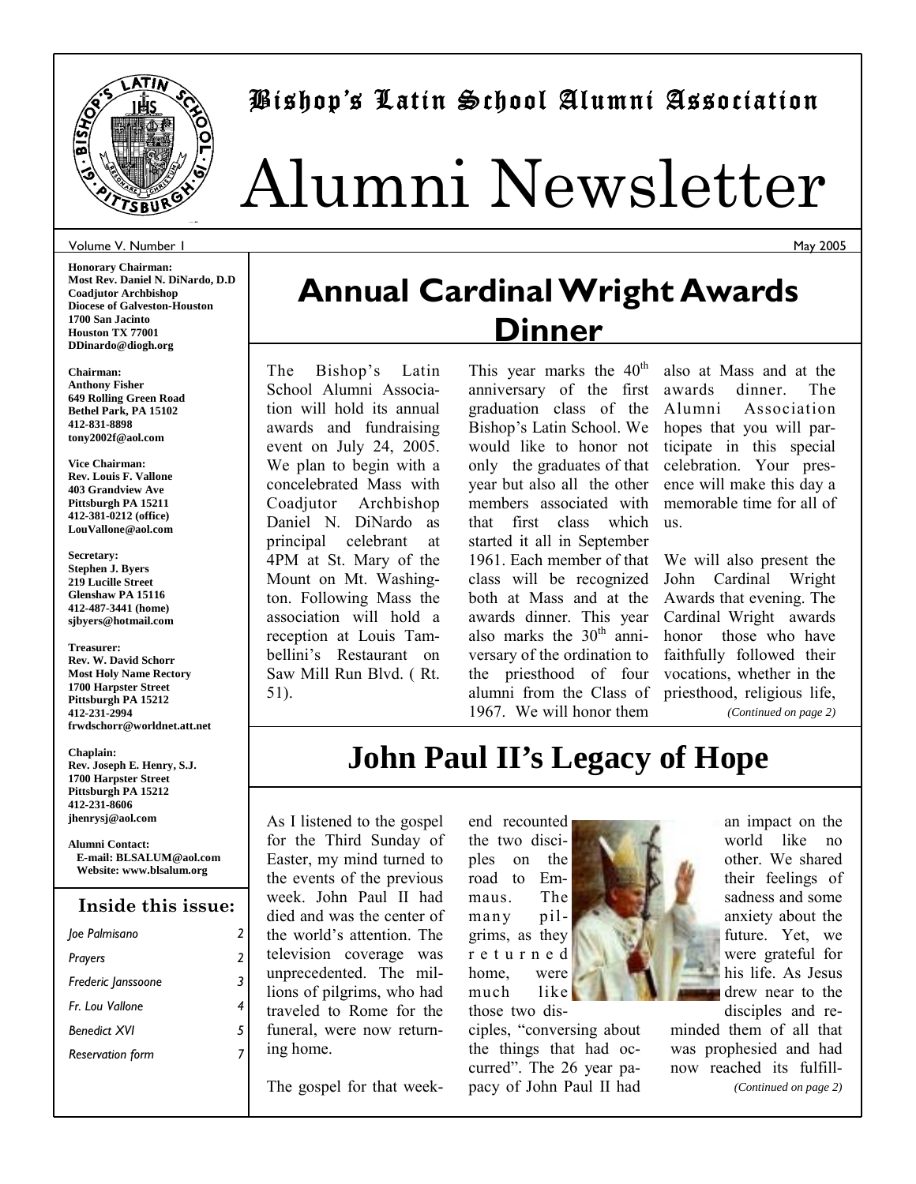# Bishop's Latin School Alumni Association

# Alumni Newsletter

Volume V. Number 1

May 2005

**Honorary Chairman:**
**Most Rev. Daniel N. DiNardo, D.D**
**Coadjutor Archbishop**
**Diocese of Galveston-Houston**
**1700 San Jacinto**
**Houston TX 77001**
**DDinardo@diogh.org**

**Chairman:**
**Anthony Fisher**
**649 Rolling Green Road**
**Bethel Park, PA 15102**
**412-831-8898**
**tony2002f@aol.com**

**Vice Chairman:**
**Rev. Louis F. Vallone**
**403 Grandview Ave**
**Pittsburgh PA 15211**
**412-381-0212 (office)**
**LouVallone@aol.com**

**Secretary:**
**Stephen J. Byers**
**219 Lucille Street**
**Glenshaw PA 15116**
**412-487-3441 (home)**
**sjbyers@hotmail.com**

**Treasurer:**
**Rev. W. David Schorr**
**Most Holy Name Rectory**
**1700 Harpster Street**
**Pittsburgh PA 15212**
**412-231-2994**
**frwdschorr@worldnet.att.net**

**Chaplain:**
**Rev. Joseph E. Henry, S.J.**
**1700 Harpster Street**
**Pittsburgh PA 15212**
**412-231-8606**
**jhenrysj@aol.com**

**Alumni Contact:**
**E-mail: BLSALUM@aol.com**
**Website: www.blsalum.org**

### Inside this issue:

| | |
|---|---|
| *Joe Palmisano* | 2 |
| *Prayers* | 2 |
| *Frederic Janssoone* | 3 |
| *Fr. Lou Vallone* | 4 |
| *Benedict XVI* | 5 |
| *Reservation form* | 7 |

## Annual Cardinal Wright Awards Dinner

The Bishop's Latin School Alumni Association will hold its annual awards and fundraising event on July 24, 2005. We plan to begin with a concelebrated Mass with Coadjutor Archbishop Daniel N. DiNardo as principal celebrant at 4PM at St. Mary of the Mount on Mt. Washington. Following Mass the association will hold a reception at Louis Tambellini's Restaurant on Saw Mill Run Blvd. ( Rt. 51).

This year marks the 40th anniversary of the first graduation class of the Bishop's Latin School. We would like to honor not only the graduates of that year but also all the other members associated with that first class which started it all in September 1961. Each member of that class will be recognized both at Mass and at the awards dinner. This year also marks the 30th anniversary of the ordination to the priesthood of four alumni from the Class of 1967. We will honor them also at Mass and at the awards dinner. The Alumni Association hopes that you will participate in this special celebration. Your presence will make this day a memorable time for all of us.

We will also present the John Cardinal Wright Awards that evening. The Cardinal Wright awards honor those who have faithfully followed their vocations, whether in the priesthood, religious life,

*(Continued on page 2)*

## John Paul II's Legacy of Hope

As I listened to the gospel for the Third Sunday of Easter, my mind turned to the events of the previous week. John Paul II had died and was the center of the world's attention. The television coverage was unprecedented. The millions of pilgrims, who had traveled to Rome for the funeral, were now returning home.

The gospel for that weekend recounted the two disciples on the road to Emmaus. The many pilgrims, as they returned home, were much like those two disciples, "conversing about the things that had occurred". The 26 year papacy of John Paul II had an impact on the world like no other. We shared their feelings of sadness and some anxiety about the future. Yet, we were grateful for his life. As Jesus drew near to the disciples and reminded them of all that was prophesied and had now reached its fulfill-

*(Continued on page 2)*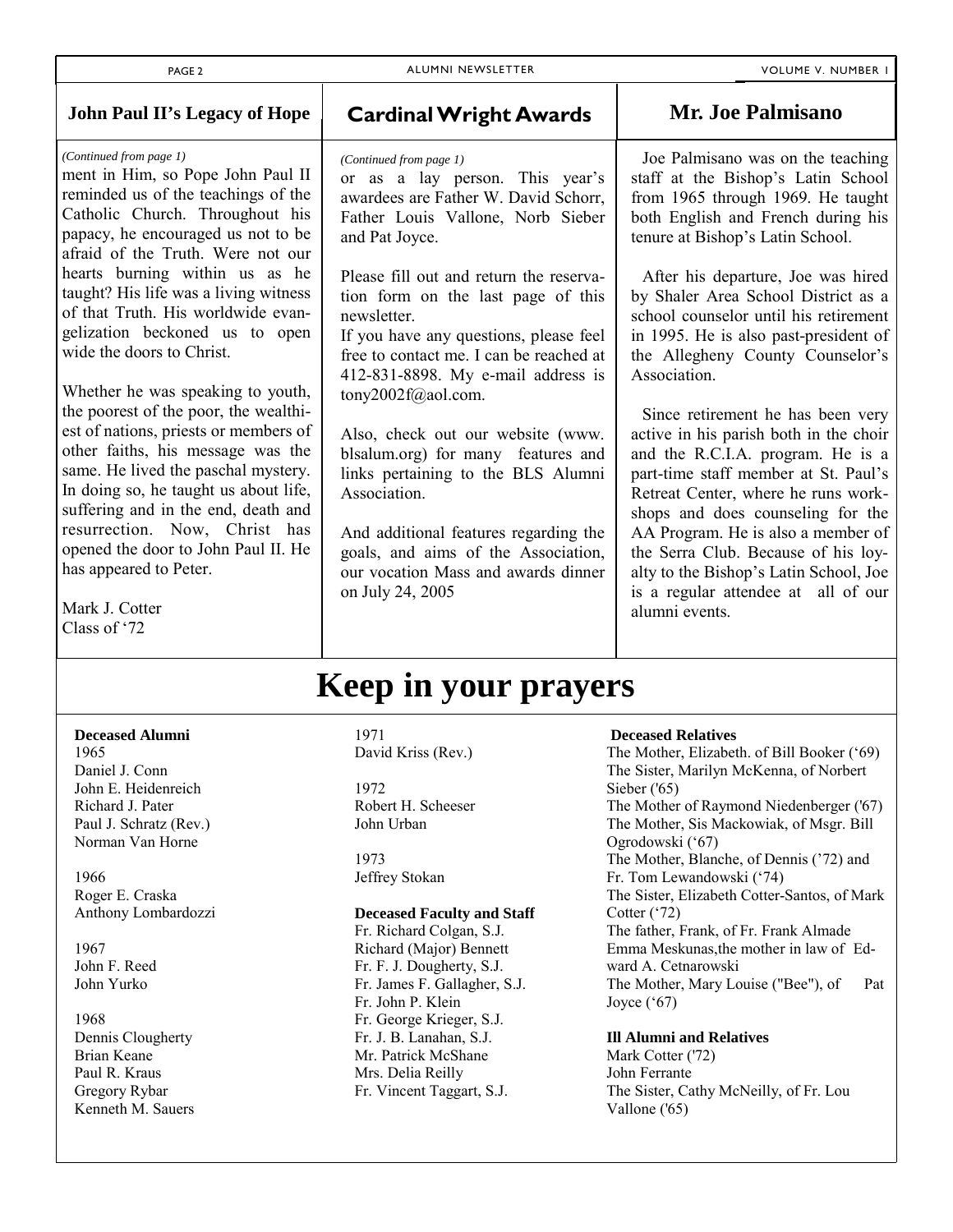## John Paul II's Legacy of Hope

*(Continued from page 1)*

ment in Him, so Pope John Paul II reminded us of the teachings of the Catholic Church. Throughout his papacy, he encouraged us not to be afraid of the Truth. Were not our hearts burning within us as he taught? His life was a living witness of that Truth. His worldwide evangelization beckoned us to open wide the doors to Christ.

Whether he was speaking to youth, the poorest of the poor, the wealthiest of nations, priests or members of other faiths, his message was the same. He lived the paschal mystery. In doing so, he taught us about life, suffering and in the end, death and resurrection. Now, Christ has opened the door to John Paul II. He has appeared to Peter.

Mark J. Cotter
Class of '72

## Cardinal Wright Awards

*(Continued from page 1)*

or as a lay person. This year's awardees are Father W. David Schorr, Father Louis Vallone, Norb Sieber and Pat Joyce.

Please fill out and return the reservation form on the last page of this newsletter.
If you have any questions, please feel free to contact me. I can be reached at 412-831-8898. My e-mail address is tony2002f@aol.com.

Also, check out our website (www.blsalum.org) for many features and links pertaining to the BLS Alumni Association.

And additional features regarding the goals, and aims of the Association, our vocation Mass and awards dinner on July 24, 2005

## Mr. Joe Palmisano

Joe Palmisano was on the teaching staff at the Bishop's Latin School from 1965 through 1969. He taught both English and French during his tenure at Bishop's Latin School.

After his departure, Joe was hired by Shaler Area School District as a school counselor until his retirement in 1995. He is also past-president of the Allegheny County Counselor's Association.

Since retirement he has been very active in his parish both in the choir and the R.C.I.A. program. He is a part-time staff member at St. Paul's Retreat Center, where he runs workshops and does counseling for the AA Program. He is also a member of the Serra Club. Because of his loyalty to the Bishop's Latin School, Joe is a regular attendee at all of our alumni events.

# Keep in your prayers

**Deceased Alumni**

1965
Daniel J. Conn
John E. Heidenreich
Richard J. Pater
Paul J. Schratz (Rev.)
Norman Van Horne

1966
Roger E. Craska
Anthony Lombardozzi

1967
John F. Reed
John Yurko

1968
Dennis Clougherty
Brian Keane
Paul R. Kraus
Gregory Rybar
Kenneth M. Sauers

1971
David Kriss (Rev.)

1972
Robert H. Scheeser
John Urban

1973
Jeffrey Stokan

**Deceased Faculty and Staff**

Fr. Richard Colgan, S.J.
Richard (Major) Bennett
Fr. F. J. Dougherty, S.J.
Fr. James F. Gallagher, S.J.
Fr. John P. Klein
Fr. George Krieger, S.J.
Fr. J. B. Lanahan, S.J.
Mr. Patrick McShane
Mrs. Delia Reilly
Fr. Vincent Taggart, S.J.

**Deceased Relatives**

The Mother, Elizabeth. of Bill Booker ('69)
The Sister, Marilyn McKenna, of Norbert Sieber ('65)
The Mother of Raymond Niedenberger ('67)
The Mother, Sis Mackowiak, of Msgr. Bill Ogrodowski ('67)
The Mother, Blanche, of Dennis ('72) and Fr. Tom Lewandowski ('74)
The Sister, Elizabeth Cotter-Santos, of Mark Cotter ('72)
The father, Frank, of Fr. Frank Almade
Emma Meskunas,the mother in law of Edward A. Cetnarowski
The Mother, Mary Louise ("Bee"), of Pat Joyce ('67)

**Ill Alumni and Relatives**

Mark Cotter ('72)
John Ferrante
The Sister, Cathy McNeilly, of Fr. Lou Vallone ('65)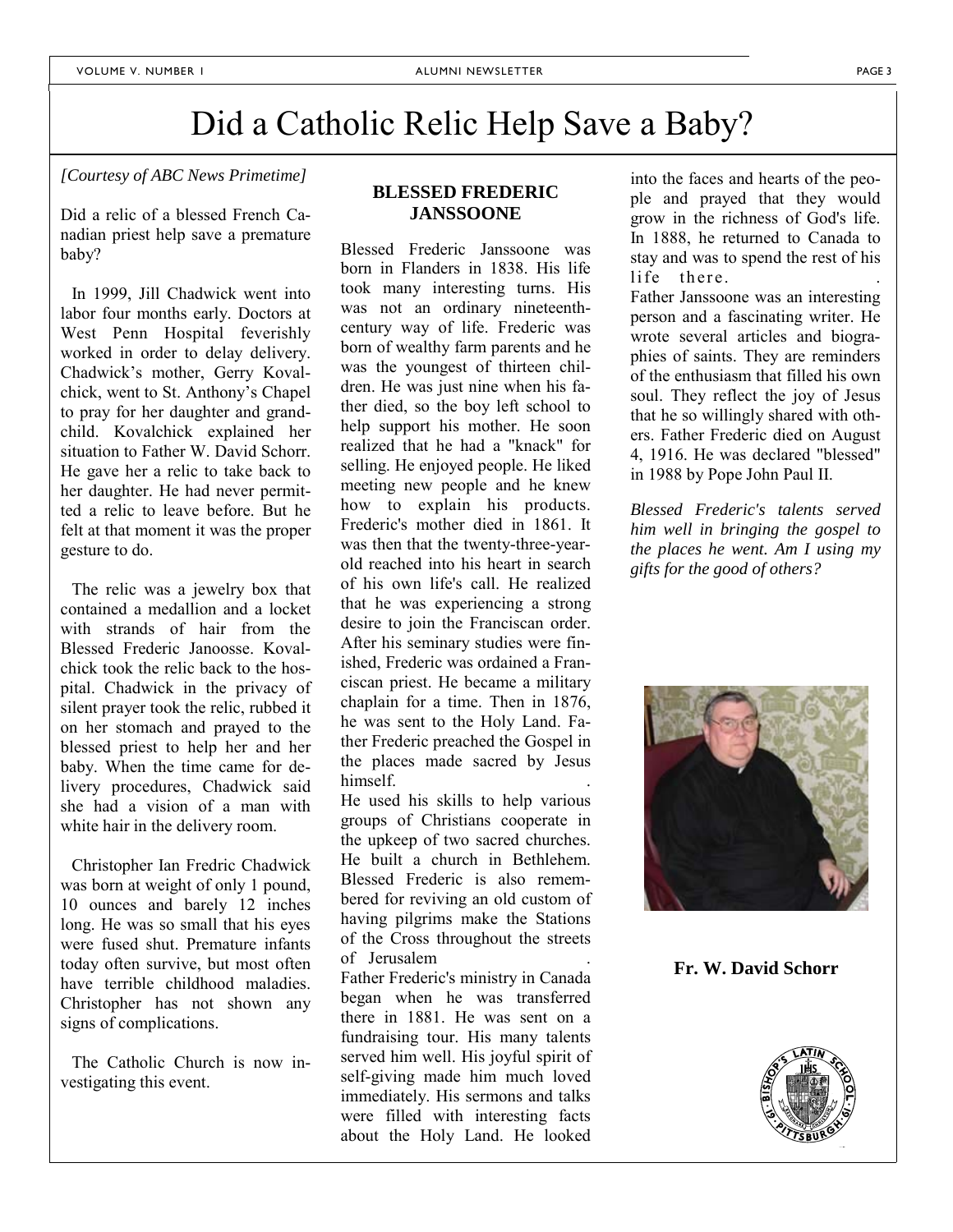# Did a Catholic Relic Help Save a Baby?

*[Courtesy of ABC News Primetime]*

Did a relic of a blessed French Canadian priest help save a premature baby?

In 1999, Jill Chadwick went into labor four months early. Doctors at West Penn Hospital feverishly worked in order to delay delivery. Chadwick's mother, Gerry Kovalchick, went to St. Anthony's Chapel to pray for her daughter and grandchild. Kovalchick explained her situation to Father W. David Schorr. He gave her a relic to take back to her daughter. He had never permitted a relic to leave before. But he felt at that moment it was the proper gesture to do.

The relic was a jewelry box that contained a medallion and a locket with strands of hair from the Blessed Frederic Janoosse. Kovalchick took the relic back to the hospital. Chadwick in the privacy of silent prayer took the relic, rubbed it on her stomach and prayed to the blessed priest to help her and her baby. When the time came for delivery procedures, Chadwick said she had a vision of a man with white hair in the delivery room.

Christopher Ian Fredric Chadwick was born at weight of only 1 pound, 10 ounces and barely 12 inches long. He was so small that his eyes were fused shut. Premature infants today often survive, but most often have terrible childhood maladies. Christopher has not shown any signs of complications.

The Catholic Church is now investigating this event.

## BLESSED FREDERIC JANSSOONE

Blessed Frederic Janssoone was born in Flanders in 1838. His life took many interesting turns. His was not an ordinary nineteenth-century way of life. Frederic was born of wealthy farm parents and he was the youngest of thirteen children. He was just nine when his father died, so the boy left school to help support his mother. He soon realized that he had a "knack" for selling. He enjoyed people. He liked meeting new people and he knew how to explain his products. Frederic's mother died in 1861. It was then that the twenty-three-year-old reached into his heart in search of his own life's call. He realized that he was experiencing a strong desire to join the Franciscan order. After his seminary studies were finished, Frederic was ordained a Franciscan priest. He became a military chaplain for a time. Then in 1876, he was sent to the Holy Land. Father Frederic preached the Gospel in the places made sacred by Jesus himself.

He used his skills to help various groups of Christians cooperate in the upkeep of two sacred churches. He built a church in Bethlehem. Blessed Frederic is also remembered for reviving an old custom of having pilgrims make the Stations of the Cross throughout the streets of Jerusalem.

Father Frederic's ministry in Canada began when he was transferred there in 1881. He was sent on a fundraising tour. His many talents served him well. His joyful spirit of self-giving made him much loved immediately. His sermons and talks were filled with interesting facts about the Holy Land. He looked into the faces and hearts of the people and prayed that they would grow in the richness of God's life. In 1888, he returned to Canada to stay and was to spend the rest of his life there.

Father Janssoone was an interesting person and a fascinating writer. He wrote several articles and biographies of saints. They are reminders of the enthusiasm that filled his own soul. They reflect the joy of Jesus that he so willingly shared with others. Father Frederic died on August 4, 1916. He was declared "blessed" in 1988 by Pope John Paul II.

*Blessed Frederic's talents served him well in bringing the gospel to the places he went. Am I using my gifts for the good of others?*

**Fr. W. David Schorr**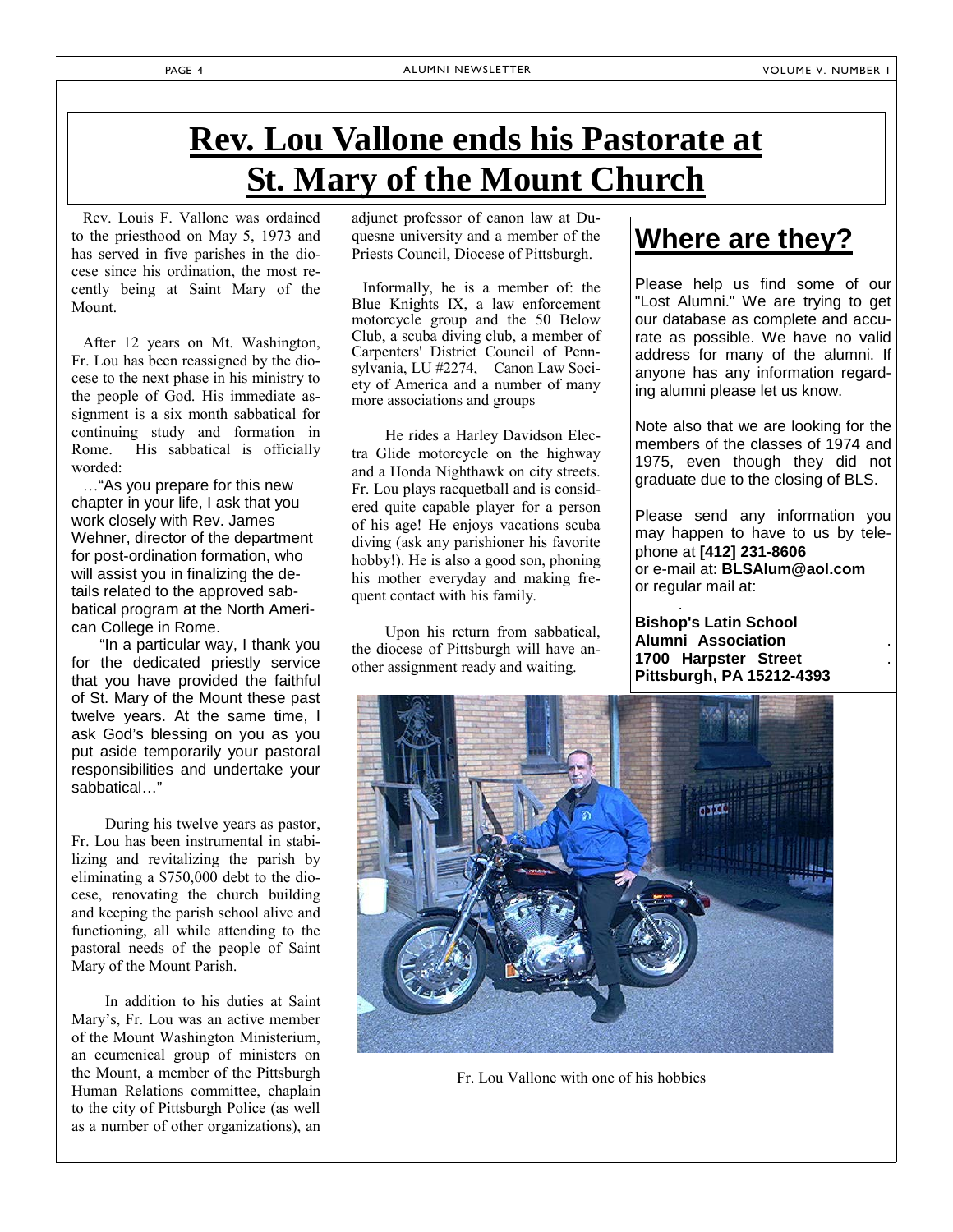# Rev. Lou Vallone ends his Pastorate at St. Mary of the Mount Church

Rev. Louis F. Vallone was ordained to the priesthood on May 5, 1973 and has served in five parishes in the diocese since his ordination, the most recently being at Saint Mary of the Mount.

After 12 years on Mt. Washington, Fr. Lou has been reassigned by the diocese to the next phase in his ministry to the people of God. His immediate assignment is a six month sabbatical for continuing study and formation in Rome. His sabbatical is officially worded:

…"As you prepare for this new chapter in your life, I ask that you work closely with Rev. James Wehner, director of the department for post-ordination formation, who will assist you in finalizing the details related to the approved sabbatical program at the North American College in Rome.

"In a particular way, I thank you for the dedicated priestly service that you have provided the faithful of St. Mary of the Mount these past twelve years. At the same time, I ask God's blessing on you as you put aside temporarily your pastoral responsibilities and undertake your sabbatical…"

During his twelve years as pastor, Fr. Lou has been instrumental in stabilizing and revitalizing the parish by eliminating a $750,000 debt to the diocese, renovating the church building and keeping the parish school alive and functioning, all while attending to the pastoral needs of the people of Saint Mary of the Mount Parish.

In addition to his duties at Saint Mary's, Fr. Lou was an active member of the Mount Washington Ministerium, an ecumenical group of ministers on the Mount, a member of the Pittsburgh Human Relations committee, chaplain to the city of Pittsburgh Police (as well as a number of other organizations), an adjunct professor of canon law at Duquesne university and a member of the Priests Council, Diocese of Pittsburgh.

Informally, he is a member of: the Blue Knights IX, a law enforcement motorcycle group and the 50 Below Club, a scuba diving club, a member of Carpenters' District Council of Pennsylvania, LU #2274, Canon Law Society of America and a number of many more associations and groups

He rides a Harley Davidson Electra Glide motorcycle on the highway and a Honda Nighthawk on city streets. Fr. Lou plays racquetball and is considered quite capable player for a person of his age! He enjoys vacations scuba diving (ask any parishioner his favorite hobby!). He is also a good son, phoning his mother everyday and making frequent contact with his family.

Upon his return from sabbatical, the diocese of Pittsburgh will have another assignment ready and waiting.

Fr. Lou Vallone with one of his hobbies

## Where are they?

Please help us find some of our "Lost Alumni." We are trying to get our database as complete and accurate as possible. We have no valid address for many of the alumni. If anyone has any information regarding alumni please let us know.

Note also that we are looking for the members of the classes of 1974 and 1975, even though they did not graduate due to the closing of BLS.

Please send any information you may happen to have to us by telephone at **[412] 231-8606**
or e-mail at: **BLSAlum@aol.com**
or regular mail at:

**Bishop's Latin School**
**Alumni Association**
**1700 Harpster Street**
**Pittsburgh, PA 15212-4393**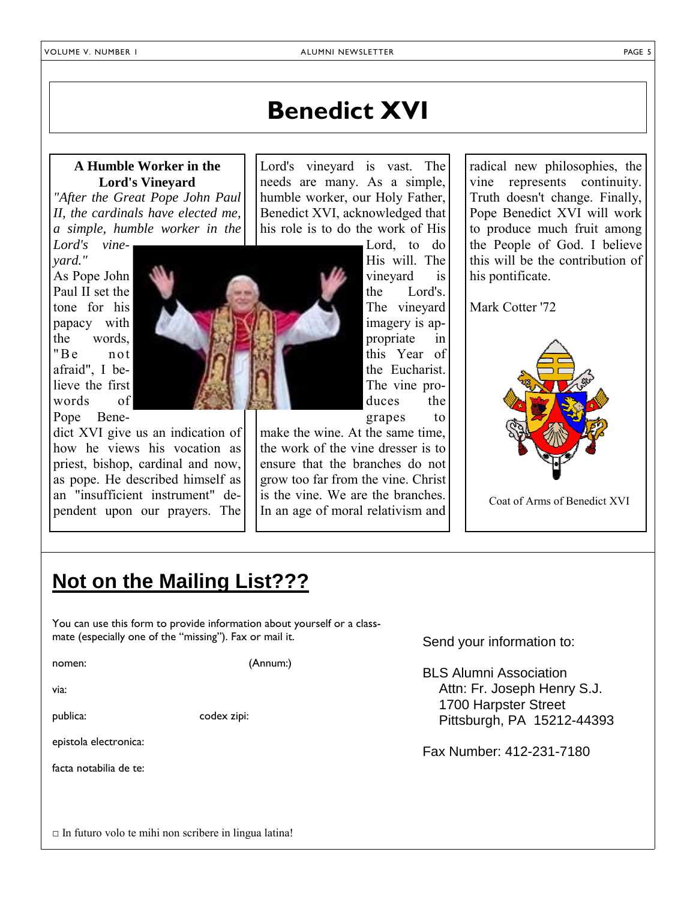# Benedict XVI

### A Humble Worker in the Lord's Vineyard

*"After the Great Pope John Paul II, the cardinals have elected me, a simple, humble worker in the Lord's vineyard."*

As Pope John Paul II set the tone for his papacy with the words, "Be not afraid", I believe the first words of Pope Benedict XVI give us an indication of how he views his vocation as priest, bishop, cardinal and now, as pope. He described himself as an "insufficient instrument" dependent upon our prayers. The Lord's vineyard is vast. The needs are many. As a simple, humble worker, our Holy Father, Benedict XVI, acknowledged that his role is to do the work of His Lord, to do His will. The vineyard is the Lord's. The vineyard imagery is appropriate in this Year of the Eucharist. The vine produces the grapes to make the wine. At the same time, the work of the vine dresser is to ensure that the branches do not grow too far from the vine. Christ is the vine. We are the branches. In an age of moral relativism and radical new philosophies, the vine represents continuity. Truth doesn't change. Finally, Pope Benedict XVI will work to produce much fruit among the People of God. I believe this will be the contribution of his pontificate.

Mark Cotter '72

Coat of Arms of Benedict XVI

## Not on the Mailing List???

You can use this form to provide information about yourself or a classmate (especially one of the "missing"). Fax or mail it.

nomen: (Annum:)

via:

publica: codex zipi:

epistola electronica:

facta notabilia de te:

□ In futuro volo te mihi non scribere in lingua latina!

Send your information to:

BLS Alumni Association
Attn: Fr. Joseph Henry S.J.
1700 Harpster Street
Pittsburgh, PA 15212-44393

Fax Number: 412-231-7180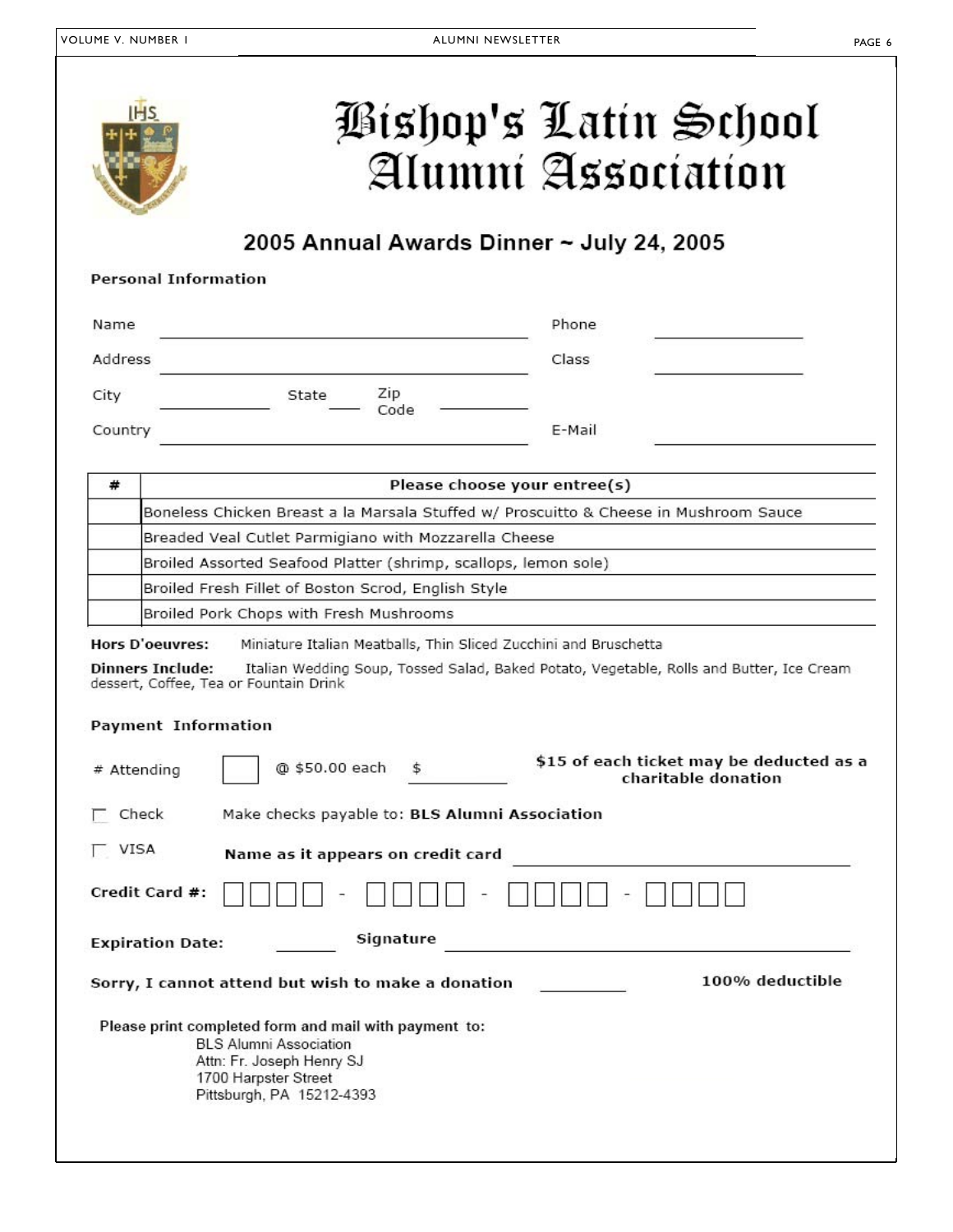# Bishop's Latin School Alumni Association

## 2005 Annual Awards Dinner ~ July 24, 2005

**Personal Information**

Name ______________________ Phone ____________

Address ______________________ Class ____________

City ________ State ___ Zip Code ________

Country ______________________ E-Mail ____________

| # | Please choose your entree(s) |
|---|---|
| | Boneless Chicken Breast a la Marsala Stuffed w/ Proscuitto & Cheese in Mushroom Sauce |
| | Breaded Veal Cutlet Parmigiano with Mozzarella Cheese |
| | Broiled Assorted Seafood Platter (shrimp, scallops, lemon sole) |
| | Broiled Fresh Fillet of Boston Scrod, English Style |
| | Broiled Pork Chops with Fresh Mushrooms |

**Hors D'oeuvres:** Miniature Italian Meatballs, Thin Sliced Zucchini and Bruschetta

**Dinners Include:** Italian Wedding Soup, Tossed Salad, Baked Potato, Vegetable, Rolls and Butter, Ice Cream dessert, Coffee, Tea or Fountain Drink

**Payment Information**

# Attending ☐ @ $50.00 each $ ________

**$15 of each ticket may be deducted as a charitable donation**

☐ Check Make checks payable to: **BLS Alumni Association**

☐ VISA **Name as it appears on credit card** ______________________

**Credit Card #:** ☐☐☐☐ - ☐☐☐☐ - ☐☐☐☐ - ☐☐☐☐

**Expiration Date:** ______ **Signature** ______________________

**Sorry, I cannot attend but wish to make a donation** ________ **100% deductible**

Please print completed form and mail with payment to:

BLS Alumni Association
Attn: Fr. Joseph Henry SJ
1700 Harpster Street
Pittsburgh, PA 15212-4393